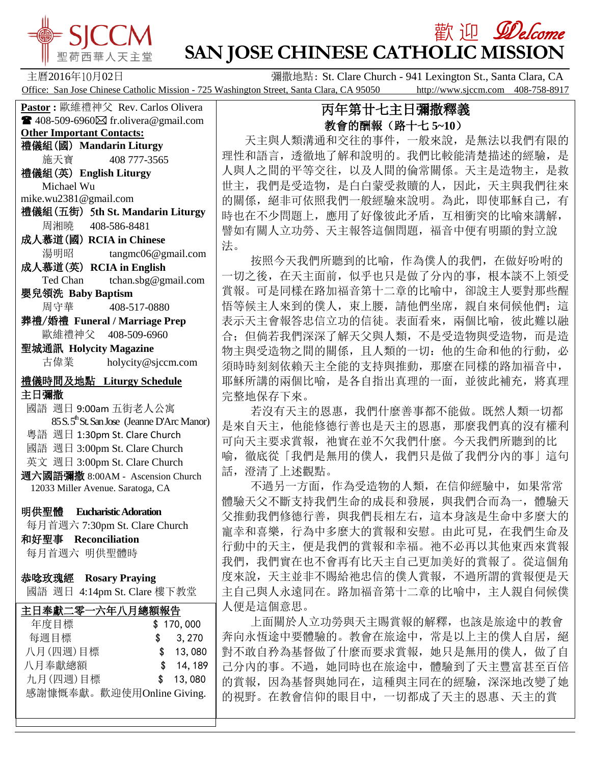# 歡迎 Welcome

# SAN JOSE CHINESE CATHOLIC MISSION

SJCCM 聖荷西華人天主堂

主曆2016年10月02日　　彌撒地點: St. Clare Church - 941 Lexington St., Santa Clara, CA

Office: San Jose Chinese Catholic Mission - 725 Washington Street, Santa Clara, CA 95050　http://www.sjccm.com　408-758-8917

**Pastor :** 歐維禮神父 Rev. Carlos Olivera
☎ 408-509-6960 ✉ fr.olivera@gmail.com

**Other Important Contacts:**

**禮儀組(國) Mandarin Liturgy**
施天寶　408 777-3565

**禮儀組(英) English Liturgy**
Michael Wu
mike.wu2381@gmail.com

**禮儀組(五街) 5th St. Mandarin Liturgy**
周湘曉　408-586-8481

**成人慕道(國) RCIA in Chinese**
湯明昭　tangmc06@gmail.com

**成人慕道(英) RCIA in English**
Ted Chan　tchan.sbg@gmail.com

**嬰兒領洗 Baby Baptism**
周守華　408-517-0880

**葬禮/婚禮 Funeral / Marriage Prep**
歐維禮神父　408-509-6960

**聖城通訊 Holycity Magazine**
古偉業　holycity@sjccm.com

**禮儀時間及地點 Liturgy Schedule**

**主日彌撒**
國語 週日 9:00am 五街老人公寓
85 S. 5th St. San Jose (Jeanne D'Arc Manor)
粵語 週日 1:30pm St. Clare Church
國語 週日 3:00pm St. Clare Church
英文 週日 3:00pm St. Clare Church

**週六國語彌撒** 8:00AM - Ascension Church
12033 Miller Avenue. Saratoga, CA

**明供聖體 Eucharistic Adoration**
每月首週六 7:30pm St. Clare Church

**和好聖事 Reconciliation**
每月首週六 明供聖體時

**恭唸玫瑰經 Rosary Praying**
國語 週日 4:14pm St. Clare 樓下教堂

**主日奉獻二零一六年八月總額報告**

| | |
|---|---|
| 年度目標 | $ 170, 000 |
| 每週目標 | $ 3, 270 |
| 八月(四週)目標 | $ 13, 080 |
| 八月奉獻總額 | $ 14, 189 |
| 九月(四週)目標 | $ 13, 080 |

感謝慷慨奉獻。歡迎使用Online Giving.

## 丙年第廿七主日彌撒釋義

### 教會的酬報（路十七 5~10）

天主與人類溝通和交往的事件，一般來說，是無法以我們有限的理性和語言，透徹地了解和說明的。我們比較能清楚描述的經驗，是人與人之間的平等交往，以及人間的倫常關係。天主是造物主，是救世主，我們是受造物，是白白蒙受救贖的人，因此，天主與我們往來的關係，絕非可依照我們一般經驗來說明。為此，即使耶穌自己，有時也在不少問題上，應用了好像彼此矛盾，互相衝突的比喻來講解，譬如有關人立功勞、天主報答這個問題，福音中便有明顯的對立說法。

按照今天我們所聽到的比喻，作為僕人的我們，在做好吩咐的一切之後，在天主面前，似乎也只是做了分內的事，根本談不上領受賞報。可是同樣在路加福音第十二章的比喻中，卻說主人要對那些醒悟等候主人來到的僕人，束上腰，請他們坐席，親自來伺候他們；這表示天主會報答忠信立功的信徒。表面看來，兩個比喻，彼此難以融合；但倘若我們深深了解天父與人類，不是受造物與受造物，而是造物主與受造物之間的關係，且人類的一切：他的生命和他的行動，必須時時刻刻依賴天主全能的支持與推動，那麼在同樣的路加福音中，耶穌所講的兩個比喻，是各自指出真理的一面，並彼此補充，將真理完整地保存下來。

若沒有天主的恩惠，我們什麼善事都不能做。既然人類一切都是來自天主，他能修德行善也是天主的恩惠，那麼我們真的沒有權利可向天主要求賞報，祂實在並不欠我們什麼。今天我們所聽到的比喻，徹底從「我們是無用的僕人，我們只是做了我們分內的事」這句話，澄清了上述觀點。

不過另一方面，作為受造物的人類，在信仰經驗中，如果常常體驗天父不斷支持我們生命的成長和發展，與我們合而為一，體驗天父推動我們修德行善，與我們長相左右，這本身該是生命中多麼大的寵幸和喜樂，行為中多麼大的賞報和安慰。由此可見，在我們生命及行動中的天主，便是我們的賞報和幸福。祂不必再以其他東西來賞報我們，我們實在也不會再有比天主自己更加美好的賞報了。從這個角度來說，天主並非不賜給祂忠信的僕人賞報，不過所謂的賞報便是天主自己與人永遠同在。路加福音第十二章的比喻中，主人親自伺候僕人便是這個意思。

上面關於人立功勞與天主賜賞報的解釋，也該是旅途中的教會奔向永恆途中要體驗的。教會在旅途中，常是以上主的僕人自居，絕對不敢自矜為基督做了什麼而要求賞報，她只是無用的僕人，做了自己分內的事。不過，她同時也在旅途中，體驗到了天主豐富甚至百倍的賞報，因為基督與她同在，這種與主同在的經驗，深深地改變了她的視野。在教會信仰的眼目中，一切都成了天主的恩惠、天主的賞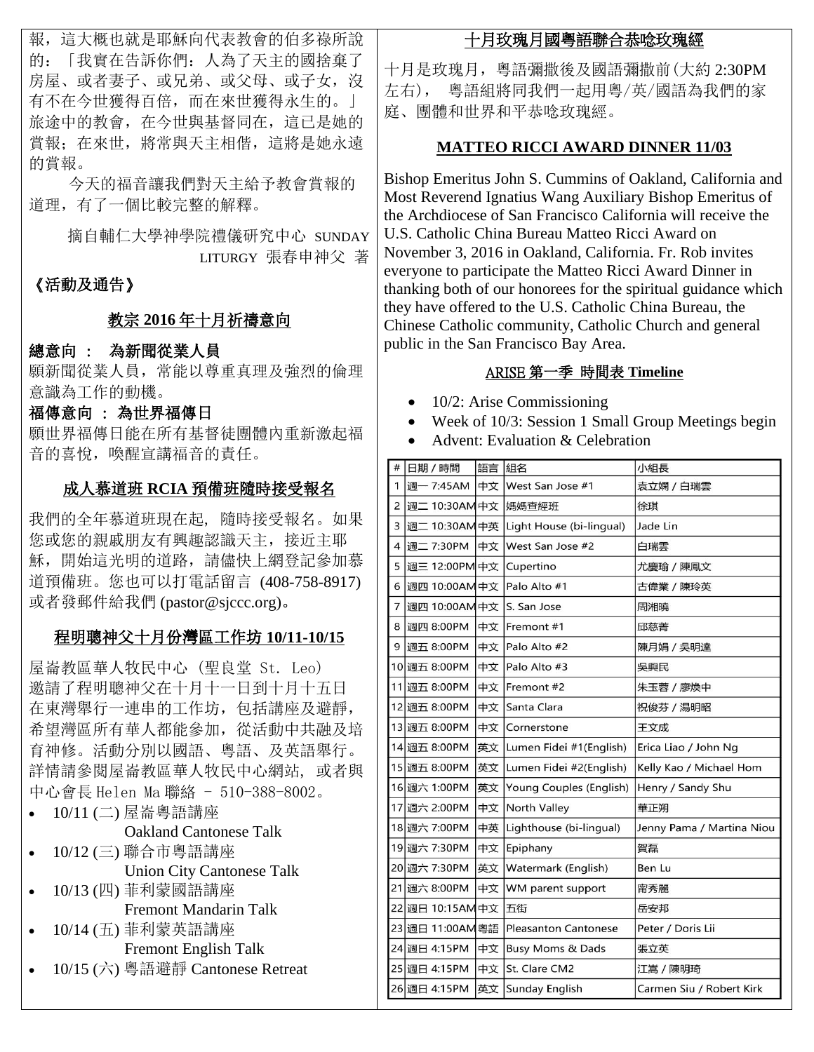報，這大概也就是耶穌向代表教會的伯多祿所說的：「我實在告訴你們：人為了天主的國捨棄了房屋、或者妻子、或兄弟、或父母、或子女，沒有不在今世獲得百倍，而在來世獲得永生的。」旅途中的教會，在今世與基督同在，這已是她的賞報；在來世，將常與天主相偕，這將是她永遠的賞報。

今天的福音讓我們對天主給予教會賞報的道理，有了一個比較完整的解釋。

摘自輔仁大學神學院禮儀研究中心 SUNDAY LITURGY 張春申神父 著

## 《活動及通告》

### 教宗 2016 年十月祈禱意向

**總意向 ： 為新聞從業人員**

願新聞從業人員，常能以尊重真理及強烈的倫理意識為工作的動機。

**福傳意向 ： 為世界福傳日**

願世界福傳日能在所有基督徒團體內重新激起福音的喜悅，喚醒宣講福音的責任。

### 成人慕道班 RCIA 預備班隨時接受報名

我們的全年慕道班現在起，隨時接受報名。如果您或您的親戚朋友有興趣認識天主，接近主耶穌，開始這光明的道路，請儘快上網登記參加慕道預備班。您也可以打電話留言 (408-758-8917) 或者發郵件給我們 (pastor@sjccc.org)。

### 程明聰神父十月份灣區工作坊 10/11-10/15

屋崙教區華人牧民中心 (聖良堂 St. Leo) 邀請了程明聰神父在十月十一日到十月十五日在東灣舉行一連串的工作坊，包括講座及避靜，希望灣區所有華人都能參加，從活動中共融及培育神修。活動分別以國語、粵語、及英語舉行。詳情請參閱屋崙教區華人牧民中心網站，或者與中心會長 Helen Ma 聯絡 – 510-388-8002。

- 10/11 (二) 屋崙粵語講座 Oakland Cantonese Talk
- 10/12 (三) 聯合市粵語講座 Union City Cantonese Talk
- 10/13 (四) 菲利蒙國語講座 Fremont Mandarin Talk
- 10/14 (五) 菲利蒙英語講座 Fremont English Talk
- 10/15 (六) 粵語避靜 Cantonese Retreat

### 十月玫瑰月國粵語聯合恭唸玫瑰經

十月是玫瑰月，粵語彌撒後及國語彌撒前(大約 2:30PM 左右)， 粵語組將同我們一起用粵/英/國語為我們的家庭、團體和世界和平恭唸玫瑰經。

### MATTEO RICCI AWARD DINNER 11/03

Bishop Emeritus John S. Cummins of Oakland, California and Most Reverend Ignatius Wang Auxiliary Bishop Emeritus of the Archdiocese of San Francisco California will receive the U.S. Catholic China Bureau Matteo Ricci Award on November 3, 2016 in Oakland, California. Fr. Rob invites everyone to participate the Matteo Ricci Award Dinner in thanking both of our honorees for the spiritual guidance which they have offered to the U.S. Catholic China Bureau, the Chinese Catholic community, Catholic Church and general public in the San Francisco Bay Area.

### ARISE 第一季 時間表 Timeline

- 10/2: Arise Commissioning
- Week of 10/3: Session 1 Small Group Meetings begin
- Advent: Evaluation & Celebration

| # | 日期 / 時間 | 語言 | 組名 | 小組長 |
|---|---|---|---|---|
| 1 | 週一 7:45AM | 中文 | West San Jose #1 | 袁立嫻 / 白瑞雲 |
| 2 | 週二 10:30AM | 中文 | 媽媽查經班 | 徐琪 |
| 3 | 週二 10:30AM | 中英 | Light House (bi-lingual) | Jade Lin |
| 4 | 週二 7:30PM | 中文 | West San Jose #2 | 白瑞雲 |
| 5 | 週三 12:00PM | 中文 | Cupertino | 尤慶瑜 / 陳鳳文 |
| 6 | 週四 10:00AM | 中文 | Palo Alto #1 | 古偉業 / 陳玲英 |
| 7 | 週四 10:00AM | 中文 | S. San Jose | 周湘曉 |
| 8 | 週四 8:00PM | 中文 | Fremont #1 | 邱慈菁 |
| 9 | 週五 8:00PM | 中文 | Palo Alto #2 | 陳月娟 / 吳明達 |
| 10 | 週五 8:00PM | 中文 | Palo Alto #3 | 吳興民 |
| 11 | 週五 8:00PM | 中文 | Fremont #2 | 朱玉蓉 / 廖煥中 |
| 12 | 週五 8:00PM | 中文 | Santa Clara | 祝俊芬 / 湯明昭 |
| 13 | 週五 8:00PM | 中文 | Cornerstone | 王文成 |
| 14 | 週五 8:00PM | 英文 | Lumen Fidei #1(English) | Erica Liao / John Ng |
| 15 | 週五 8:00PM | 英文 | Lumen Fidei #2(English) | Kelly Kao / Michael Hom |
| 16 | 週六 1:00PM | 英文 | Young Couples (English) | Henry / Sandy Shu |
| 17 | 週六 2:00PM | 中文 | North Valley | 華正翊 |
| 18 | 週六 7:00PM | 中英 | Lighthouse (bi-lingual) | Jenny Pama / Martina Niou |
| 19 | 週六 7:30PM | 中文 | Epiphany | 賀磊 |
| 20 | 週六 7:30PM | 英文 | Watermark (English) | Ben Lu |
| 21 | 週六 8:00PM | 中文 | WM parent support | 甯秀麗 |
| 22 | 週日 10:15AM | 中文 | 五街 | 岳安邦 |
| 23 | 週日 11:00AM | 粵語 | Pleasanton Cantonese | Peter / Doris Lii |
| 24 | 週日 4:15PM | 中文 | Busy Moms & Dads | 張立英 |
| 25 | 週日 4:15PM | 中文 | St. Clare CM2 | 江嵩 / 陳明琦 |
| 26 | 週日 4:15PM | 英文 | Sunday English | Carmen Siu / Robert Kirk |